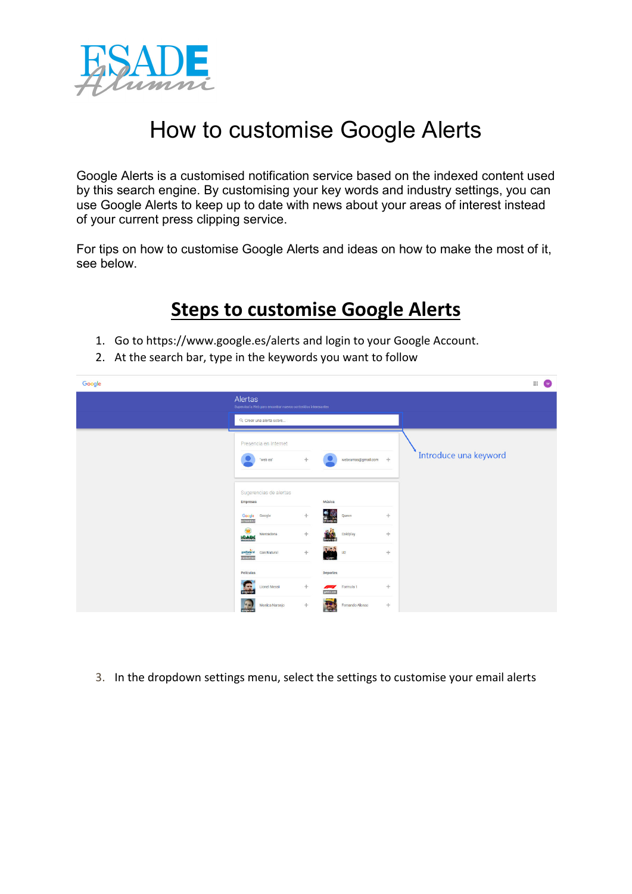# How to customise Google Alerts

Google Alerts is a customised notification service based on the indexed content used by this search engine. By customising your key words and industry settings, you can use Google Alerts to keep up to date with news about your areas of interest instead of your current press clipping service.

For tips on how to customise Google Alerts and ideas on how to make the most of it, see below.

## Steps to customise Google Alerts

1. Go to https://www.google.es/alerts and login to your Google Account.
2. At the search bar, type in the keywords you want to follow

3. In the dropdown settings menu, select the settings to customise your email alerts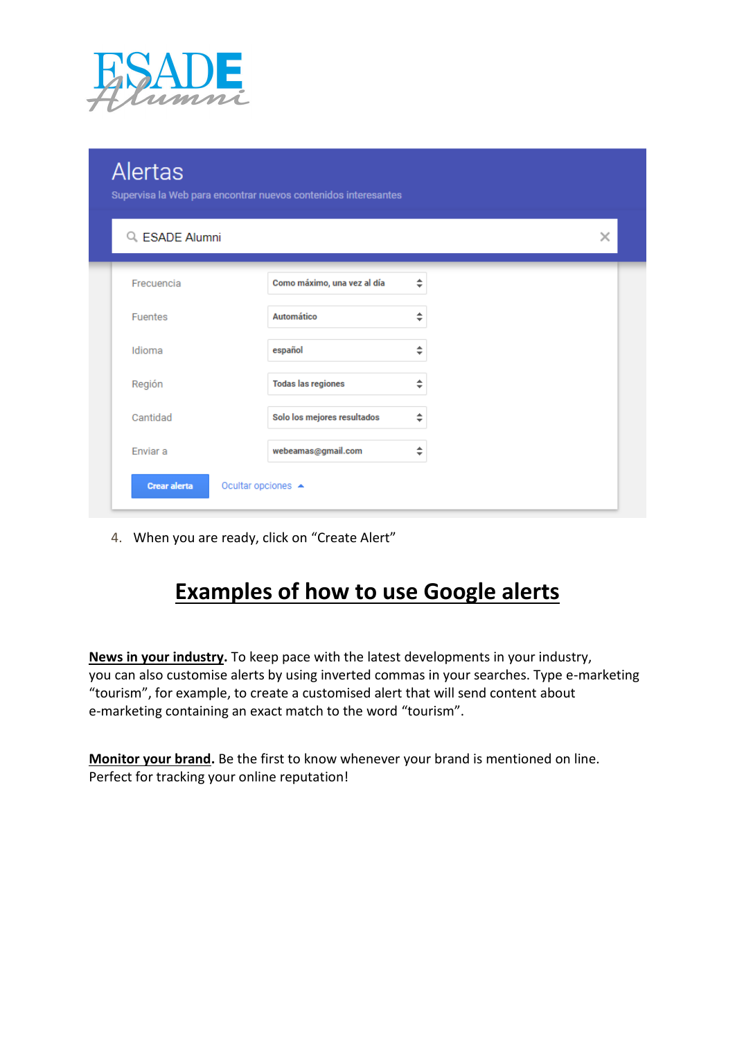Alertas

Supervisa la Web para encontrar nuevos contenidos interesantes

ESADE Alumni

| | |
|---|---|
| Frecuencia | Como máximo, una vez al día |
| Fuentes | Automático |
| Idioma | español |
| Región | Todas las regiones |
| Cantidad | Solo los mejores resultados |
| Enviar a | webeamas@gmail.com |

Crear alerta   Ocultar opciones

4. When you are ready, click on "Create Alert"

## Examples of how to use Google alerts

**News in your industry.** To keep pace with the latest developments in your industry, you can also customise alerts by using inverted commas in your searches. Type e-marketing "tourism", for example, to create a customised alert that will send content about e-marketing containing an exact match to the word "tourism".

**Monitor your brand.** Be the first to know whenever your brand is mentioned on line. Perfect for tracking your online reputation!